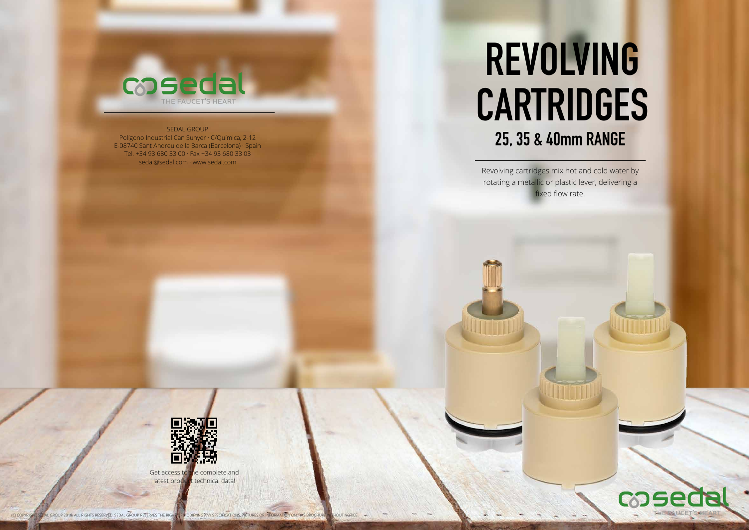sedal
THE FAUCET'S HEART

SEDAL GROUP
Polígono Industrial Can Sunyer · C/Química, 2-12
E-08740 Sant Andreu de la Barca (Barcelona) · Spain
Tel. +34 93 680 33 00 · Fax +34 93 680 33 03
sedal@sedal.com · www.sedal.com

# REVOLVING CARTRIDGES

## 25, 35 & 40mm RANGE

Revolving cartridges mix hot and cold water by rotating a metallic or plastic lever, delivering a fixed flow rate.

Get access to the complete and latest product technical data!

(C) COPYRIGHT SEDAL GROUP 2018. ALL RIGHTS RESERVED. SEDAL GROUP RESERVES THE RIGHT OF MODIFYING ANY SPECIFICATIONS, PICTURES OR INFORMATION ON THIS BROCHURE WITHOUT NOTICE

sedal
THE FAUCET'S HEART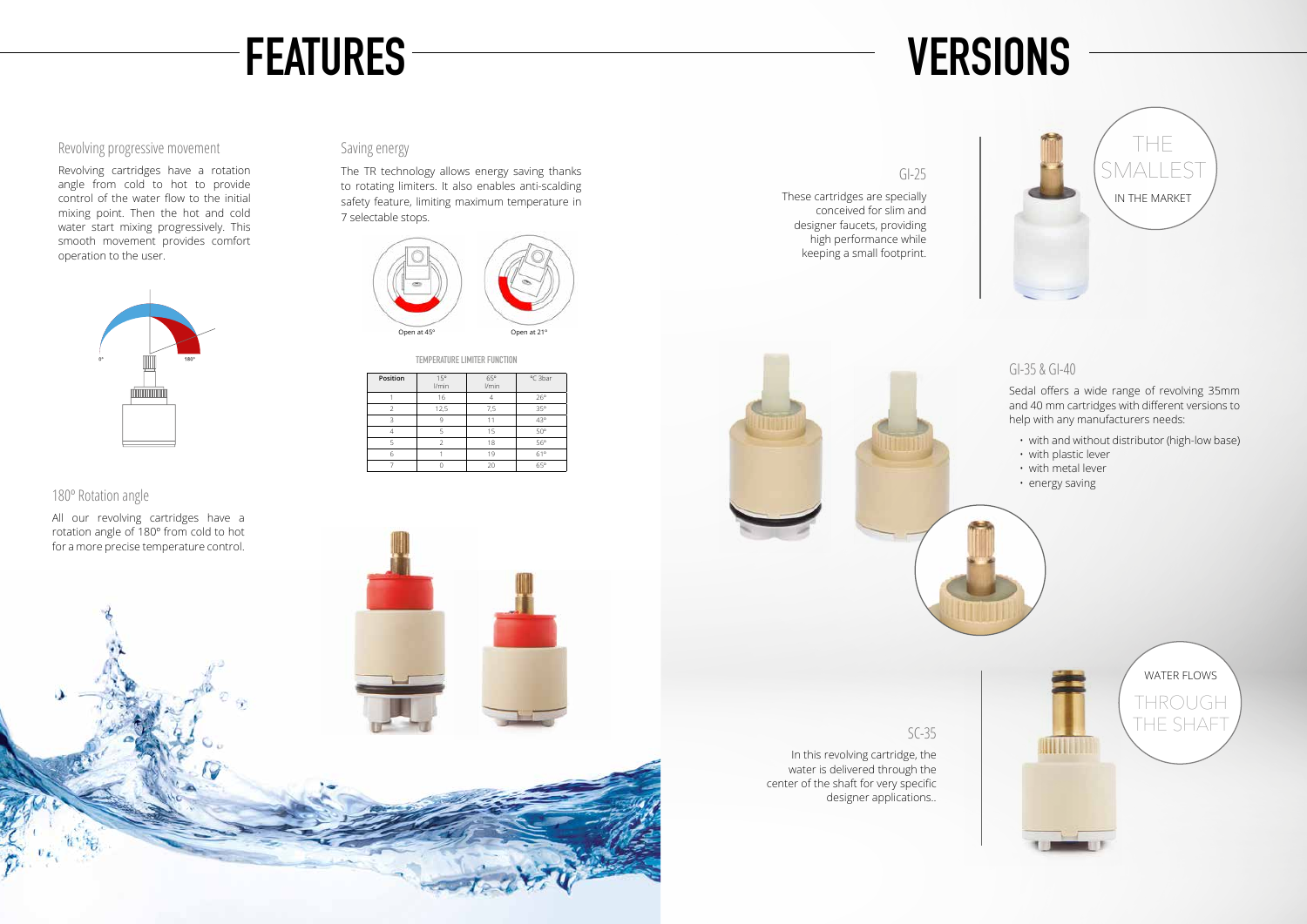# FEATURES

## Revolving progressive movement

Revolving cartridges have a rotation angle from cold to hot to provide control of the water flow to the initial mixing point. Then the hot and cold water start mixing progressively. This smooth movement provides comfort operation to the user.

0°

180°

## 180º Rotation angle

All our revolving cartridges have a rotation angle of 180º from cold to hot for a more precise temperature control.

## Saving energy

The TR technology allows energy saving thanks to rotating limiters. It also enables anti-scalding safety feature, limiting maximum temperature in 7 selectable stops.

Open at 45º

Open at 21º

**TEMPERATURE LIMITER FUNCTION**

| Position | 15º l/min | 65º l/min | ºC 3bar |
|---|---|---|---|
| 1 | 16 | 4 | 26º |
| 2 | 12,5 | 7,5 | 35º |
| 3 | 9 | 11 | 43º |
| 4 | 5 | 15 | 50º |
| 5 | 2 | 18 | 56º |
| 6 | 1 | 19 | 61º |
| 7 | 0 | 20 | 65º |

# VERSIONS

## GI-25

These cartridges are specially conceived for slim and designer faucets, providing high performance while keeping a small footprint.

THE SMALLEST IN THE MARKET

## GI-35 & GI-40

Sedal offers a wide range of revolving 35mm and 40 mm cartridges with different versions to help with any manufacturers needs:

- with and without distributor (high-low base)
- with plastic lever
- with metal lever
- energy saving

## SC-35

In this revolving cartridge, the water is delivered through the shaft for very specific designer applications..

WATER FLOWS THROUGH THE SHAFT